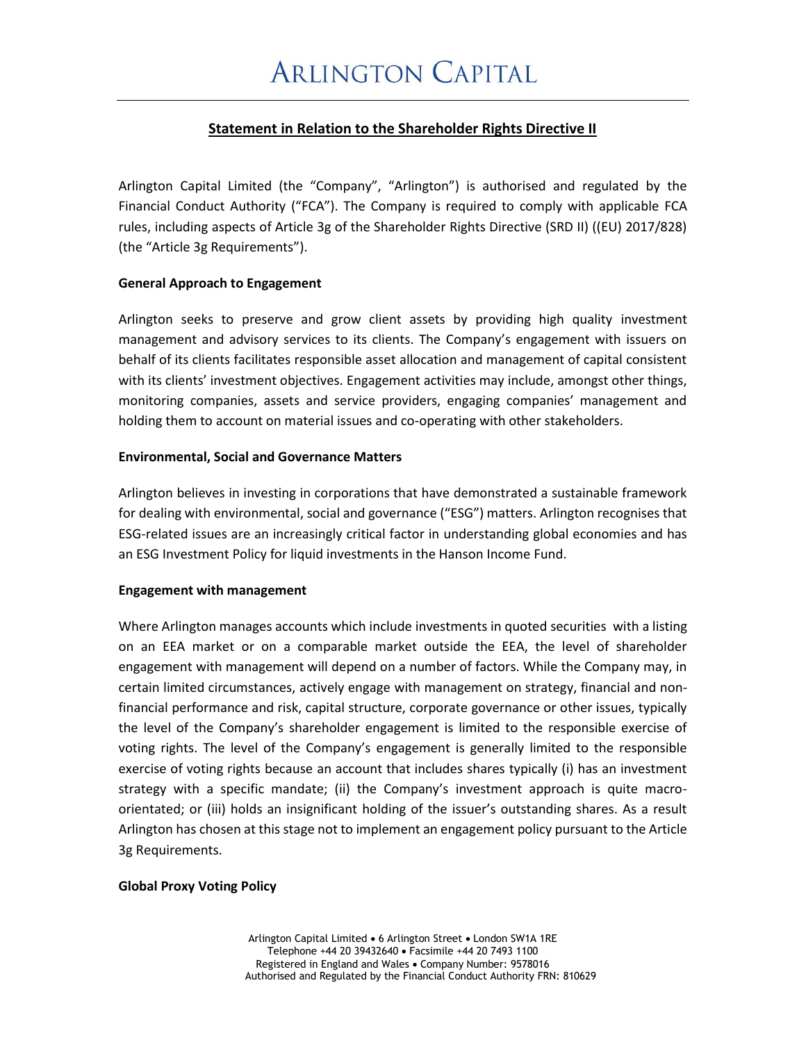# ARLINGTON CAPITAL

## Statement in Relation to the Shareholder Rights Directive II

Arlington Capital Limited (the "Company", "Arlington") is authorised and regulated by the Financial Conduct Authority ("FCA"). The Company is required to comply with applicable FCA rules, including aspects of Article 3g of the Shareholder Rights Directive (SRD II) ((EU) 2017/828) (the "Article 3g Requirements").

**General Approach to Engagement**

Arlington seeks to preserve and grow client assets by providing high quality investment management and advisory services to its clients. The Company's engagement with issuers on behalf of its clients facilitates responsible asset allocation and management of capital consistent with its clients' investment objectives. Engagement activities may include, amongst other things, monitoring companies, assets and service providers, engaging companies' management and holding them to account on material issues and co-operating with other stakeholders.

**Environmental, Social and Governance Matters**

Arlington believes in investing in corporations that have demonstrated a sustainable framework for dealing with environmental, social and governance ("ESG") matters. Arlington recognises that ESG-related issues are an increasingly critical factor in understanding global economies and has an ESG Investment Policy for liquid investments in the Hanson Income Fund.

**Engagement with management**

Where Arlington manages accounts which include investments in quoted securities with a listing on an EEA market or on a comparable market outside the EEA, the level of shareholder engagement with management will depend on a number of factors. While the Company may, in certain limited circumstances, actively engage with management on strategy, financial and non-financial performance and risk, capital structure, corporate governance or other issues, typically the level of the Company's shareholder engagement is limited to the responsible exercise of voting rights. The level of the Company's engagement is generally limited to the responsible exercise of voting rights because an account that includes shares typically (i) has an investment strategy with a specific mandate; (ii) the Company's investment approach is quite macro-orientated; or (iii) holds an insignificant holding of the issuer's outstanding shares. As a result Arlington has chosen at this stage not to implement an engagement policy pursuant to the Article 3g Requirements.

**Global Proxy Voting Policy**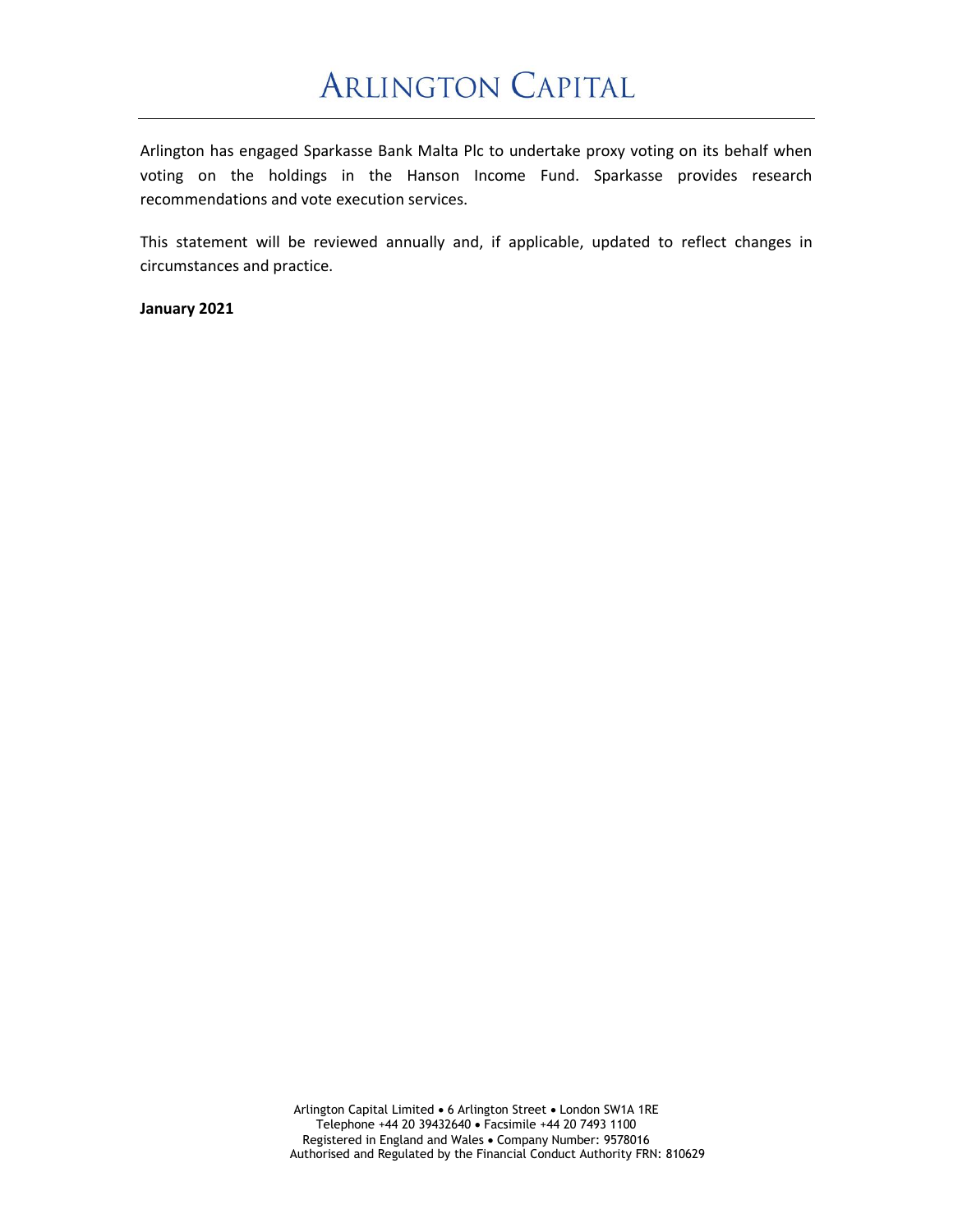Arlington has engaged Sparkasse Bank Malta Plc to undertake proxy voting on its behalf when voting on the holdings in the Hanson Income Fund. Sparkasse provides research recommendations and vote execution services.

This statement will be reviewed annually and, if applicable, updated to reflect changes in circumstances and practice.

**January 2021**